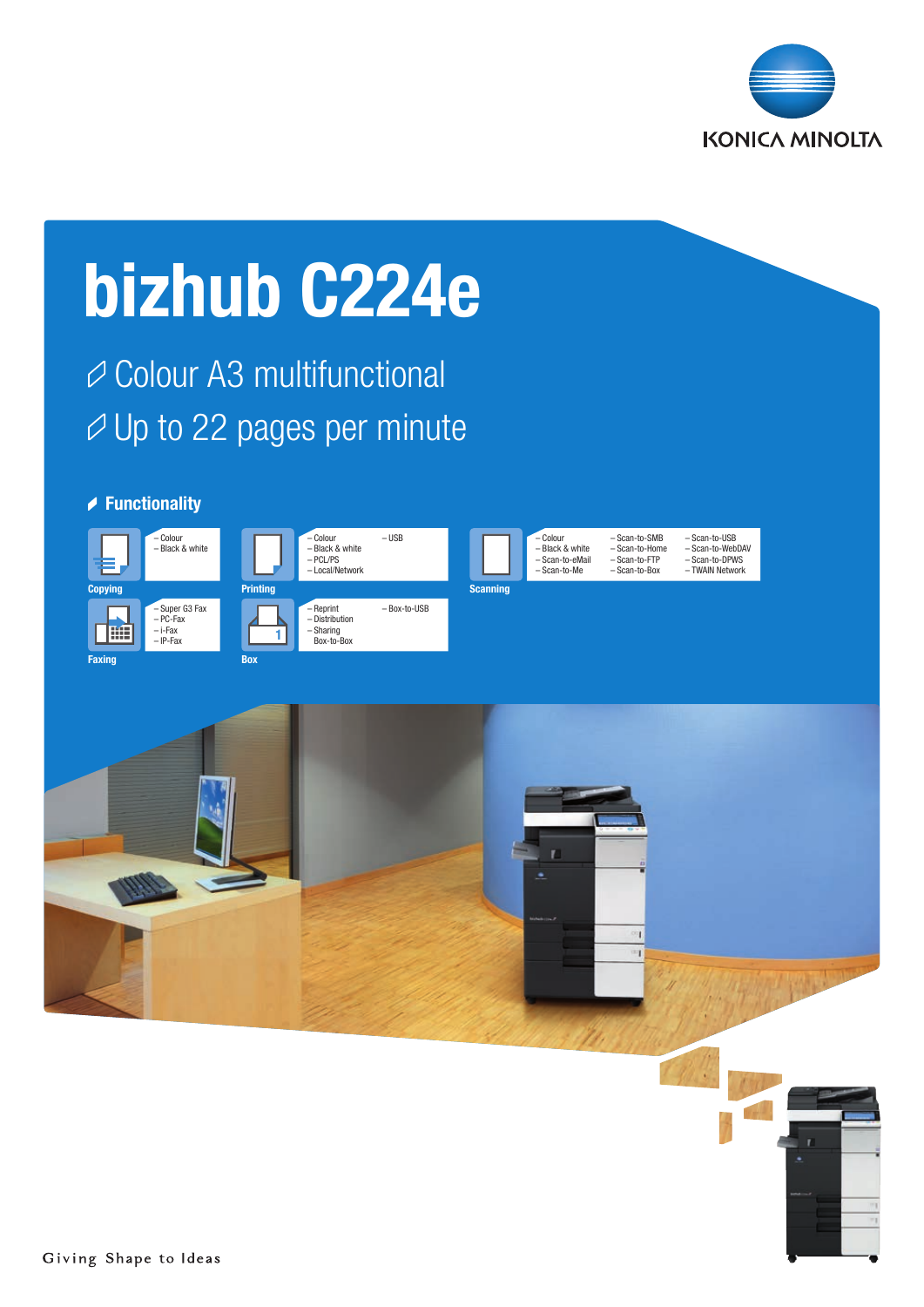KONICA MINOLTA

# bizhub C224e

- Colour A3 multifunctional
- Up to 22 pages per minute

## Functionality

**Copying**
- Colour
- Black & white

**Printing**
- Colour
- Black & white
- PCL/PS
- Local/Network
- USB

**Scanning**
- Colour
- Black & white
- Scan-to-eMail
- Scan-to-Me
- Scan-to-SMB
- Scan-to-Home
- Scan-to-FTP
- Scan-to-Box
- Scan-to-USB
- Scan-to-WebDAV
- Scan-to-DPWS
- TWAIN Network

**Faxing**
- Super G3 Fax
- PC-Fax
- i-Fax
- IP-Fax

**Box**
- Reprint
- Distribution
- Sharing Box-to-Box
- Box-to-USB

Giving Shape to Ideas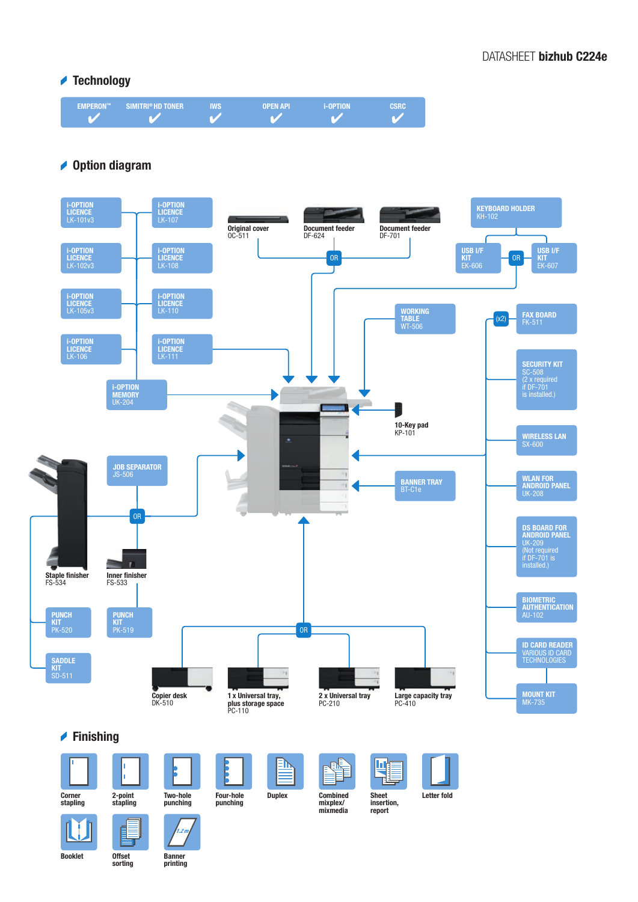DATASHEET **bizhub C224e**

## Technology

| EMPERON™ | SIMITRI® HD TONER | IWS | OPEN API | i-OPTION | CSRC |
|---|---|---|---|---|---|
| ✔ | ✔ | ✔ | ✔ | ✔ | ✔ |

## Option diagram

- i-OPTION LICENCE LK-101v3
- i-OPTION LICENCE LK-102v3
- i-OPTION LICENCE LK-105v3
- i-OPTION LICENCE LK-106
- i-OPTION LICENCE LK-107
- i-OPTION LICENCE LK-108
- i-OPTION LICENCE LK-110
- i-OPTION LICENCE LK-111
- i-OPTION MEMORY UK-204
- Original cover OC-511
- OR
- Document feeder DF-624
- Document feeder DF-701
- KEYBOARD HOLDER KH-102
- USB I/F KIT EK-606
- OR
- USB I/F KIT EK-607
- WORKING TABLE WT-506
- (x2) FAX BOARD FK-511
- SECURITY KIT SC-508 (2 x required if DF-701 is installed.)
- 10-Key pad KP-101
- WIRELESS LAN SX-600
- WLAN FOR ANDROID PANEL UK-208
- BANNER TRAY BT-C1e
- DS BOARD FOR ANDROID PANEL UK-209 (Not required if DF-701 is installed.)
- BIOMETRIC AUTHENTICATION AU-102
- ID CARD READER VARIOUS ID CARD TECHNOLOGIES
- MOUNT KIT MK-735
- JOB SEPARATOR JS-506
- OR
- Staple finisher FS-534
- Inner finisher FS-533
- PUNCH KIT PK-520
- PUNCH KIT PK-519
- SADDLE KIT SD-511
- OR
- Copier desk DK-510
- 1 x Universal tray, plus storage space PC-110
- 2 x Universal tray PC-210
- Large capacity tray PC-410

## Finishing

- Corner stapling
- 2-point stapling
- Two-hole punching
- Four-hole punching
- Duplex
- Combined mixplex/ mixmedia
- Sheet insertion, report
- Letter fold
- Booklet
- Offset sorting
- Banner printing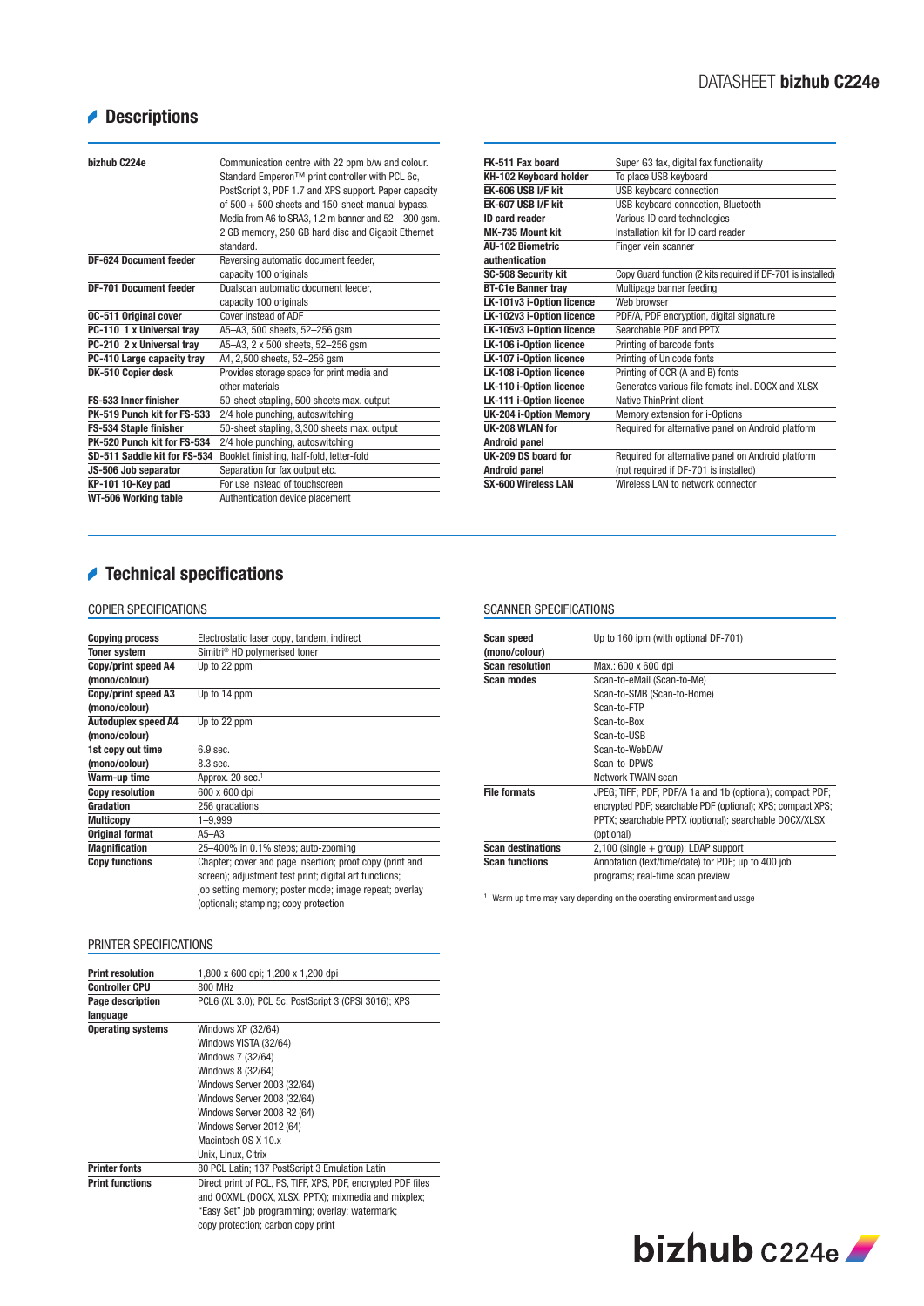## Descriptions

| | |
|---|---|
| **bizhub C224e** | Communication centre with 22 ppm b/w and colour. Standard Emperon™ print controller with PCL 6c, PostScript 3, PDF 1.7 and XPS support. Paper capacity of 500 + 500 sheets and 150-sheet manual bypass. Media from A6 to SRA3, 1.2 m banner and 52 – 300 gsm. 2 GB memory, 250 GB hard disc and Gigabit Ethernet standard. |
| **DF-624 Document feeder** | Reversing automatic document feeder, capacity 100 originals |
| **DF-701 Document feeder** | Dualscan automatic document feeder, capacity 100 originals |
| **OC-511 Original cover** | Cover instead of ADF |
| **PC-110 1 x Universal tray** | A5–A3, 500 sheets, 52–256 gsm |
| **PC-210 2 x Universal tray** | A5–A3, 2 x 500 sheets, 52–256 gsm |
| **PC-410 Large capacity tray** | A4, 2,500 sheets, 52–256 gsm |
| **DK-510 Copier desk** | Provides storage space for print media and other materials |
| **FS-533 Inner finisher** | 50-sheet stapling, 500 sheets max. output |
| **PK-519 Punch kit for FS-533** | 2/4 hole punching, autoswitching |
| **FS-534 Staple finisher** | 50-sheet stapling, 3,300 sheets max. output |
| **PK-520 Punch kit for FS-534** | 2/4 hole punching, autoswitching |
| **SD-511 Saddle kit for FS-534** | Booklet finishing, half-fold, letter-fold |
| **JS-506 Job separator** | Separation for fax output etc. |
| **KP-101 10-Key pad** | For use instead of touchscreen |
| **WT-506 Working table** | Authentication device placement |
| **FK-511 Fax board** | Super G3 fax, digital fax functionality |
| **KH-102 Keyboard holder** | To place USB keyboard |
| **EK-606 USB I/F kit** | USB keyboard connection |
| **EK-607 USB I/F kit** | USB keyboard connection, Bluetooth |
| **ID card reader** | Various ID card technologies |
| **MK-735 Mount kit** | Installation kit for ID card reader |
| **AU-102 Biometric authentication** | Finger vein scanner |
| **SC-508 Security kit** | Copy Guard function (2 kits required if DF-701 is installed) |
| **BT-C1e Banner tray** | Multipage banner feeding |
| **LK-101v3 i-Option licence** | Web browser |
| **LK-102v3 i-Option licence** | PDF/A, PDF encryption, digital signature |
| **LK-105v3 i-Option licence** | Searchable PDF and PPTX |
| **LK-106 i-Option licence** | Printing of barcode fonts |
| **LK-107 i-Option licence** | Printing of Unicode fonts |
| **LK-108 i-Option licence** | Printing of OCR (A and B) fonts |
| **LK-110 i-Option licence** | Generates various file fomats incl. DOCX and XLSX |
| **LK-111 i-Option licence** | Native ThinPrint client |
| **UK-204 i-Option Memory** | Memory extension for i-Options |
| **UK-208 WLAN for Android panel** | Required for alternative panel on Android platform |
| **UK-209 DS board for Android panel** | Required for alternative panel on Android platform (not required if DF-701 is installed) |
| **SX-600 Wireless LAN** | Wireless LAN to network connector |

## Technical specifications

### COPIER SPECIFICATIONS

| | |
|---|---|
| **Copying process** | Electrostatic laser copy, tandem, indirect |
| **Toner system** | Simitri® HD polymerised toner |
| **Copy/print speed A4 (mono/colour)** | Up to 22 ppm |
| **Copy/print speed A3 (mono/colour)** | Up to 14 ppm |
| **Autoduplex speed A4 (mono/colour)** | Up to 22 ppm |
| **1st copy out time (mono/colour)** | 6.9 sec. 8.3 sec. |
| **Warm-up time** | Approx. 20 sec.[1] |
| **Copy resolution** | 600 x 600 dpi |
| **Gradation** | 256 gradations |
| **Multicopy** | 1–9,999 |
| **Original format** | A5–A3 |
| **Magnification** | 25–400% in 0.1% steps; auto-zooming |
| **Copy functions** | Chapter; cover and page insertion; proof copy (print and screen); adjustment test print; digital art functions; job setting memory; poster mode; image repeat; overlay (optional); stamping; copy protection |

### PRINTER SPECIFICATIONS

| | |
|---|---|
| **Print resolution** | 1,800 x 600 dpi; 1,200 x 1,200 dpi |
| **Controller CPU** | 800 MHz |
| **Page description language** | PCL6 (XL 3.0); PCL 5c; PostScript 3 (CPSI 3016); XPS |
| **Operating systems** | Windows XP (32/64)<br>Windows VISTA (32/64)<br>Windows 7 (32/64)<br>Windows 8 (32/64)<br>Windows Server 2003 (32/64)<br>Windows Server 2008 (32/64)<br>Windows Server 2008 R2 (64)<br>Windows Server 2012 (64)<br>Macintosh OS X 10.x<br>Unix, Linux, Citrix |
| **Printer fonts** | 80 PCL Latin; 137 PostScript 3 Emulation Latin |
| **Print functions** | Direct print of PCL, PS, TIFF, XPS, PDF, encrypted PDF files and OOXML (DOCX, XLSX, PPTX); mixmedia and mixplex; "Easy Set" job programming; overlay; watermark; copy protection; carbon copy print |

### SCANNER SPECIFICATIONS

| | |
|---|---|
| **Scan speed (mono/colour)** | Up to 160 ipm (with optional DF-701) |
| **Scan resolution** | Max.: 600 x 600 dpi |
| **Scan modes** | Scan-to-eMail (Scan-to-Me)<br>Scan-to-SMB (Scan-to-Home)<br>Scan-to-FTP<br>Scan-to-Box<br>Scan-to-USB<br>Scan-to-WebDAV<br>Scan-to-DPWS<br>Network TWAIN scan |
| **File formats** | JPEG; TIFF; PDF; PDF/A 1a and 1b (optional); compact PDF; encrypted PDF; searchable PDF (optional); XPS; compact XPS; PPTX; searchable PPTX (optional); searchable DOCX/XLSX (optional) |
| **Scan destinations** | 2,100 (single + group); LDAP support |
| **Scan functions** | Annotation (text/time/date) for PDF; up to 400 job programs; real-time scan preview |

[1] Warm up time may vary depending on the operating environment and usage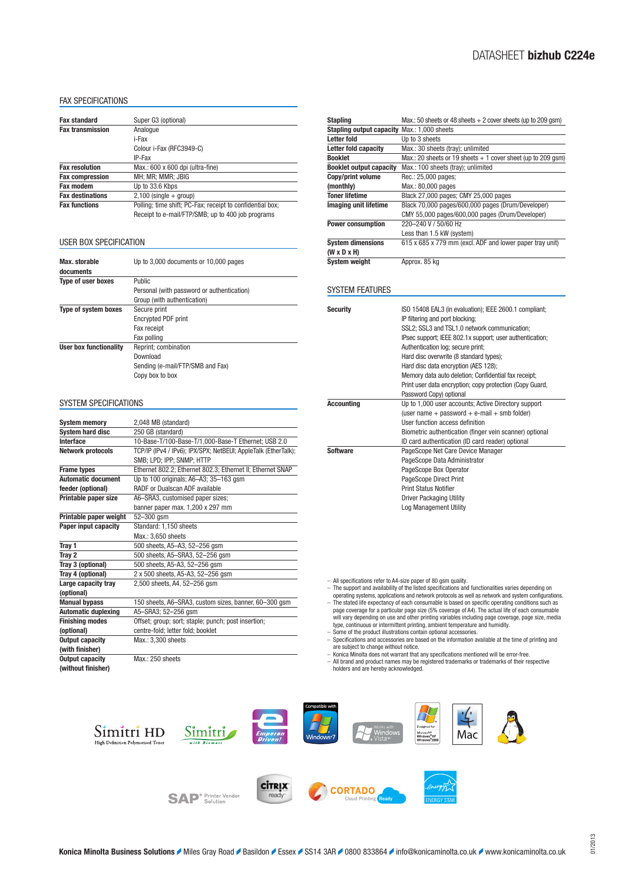# DATASHEET **bizhub C224e**

## FAX SPECIFICATIONS

| | |
|---|---|
| **Fax standard** | Super G3 (optional) |
| **Fax transmission** | Analogue<br>i-Fax<br>Colour i-Fax (RFC3949-C)<br>IP-Fax |
| **Fax resolution** | Max.: 600 x 600 dpi (ultra-fine) |
| **Fax compression** | MH; MR; MMR; JBIG |
| **Fax modem** | Up to 33.6 Kbps |
| **Fax destinations** | 2,100 (single + group) |
| **Fax functions** | Polling; time shift; PC-Fax; receipt to confidential box; Receipt to e-mail/FTP/SMB; up to 400 job programs |

## USER BOX SPECIFICATION

| | |
|---|---|
| **Max. storable documents** | Up to 3,000 documents or 10,000 pages |
| **Type of user boxes** | Public<br>Personal (with password or authentication)<br>Group (with authentication) |
| **Type of system boxes** | Secure print<br>Encrypted PDF print<br>Fax receipt<br>Fax polling |
| **User box functionality** | Reprint; combination<br>Download<br>Sending (e-mail/FTP/SMB and Fax)<br>Copy box to box |

## SYSTEM SPECIFICATIONS

| | |
|---|---|
| **System memory** | 2,048 MB (standard) |
| **System hard disc** | 250 GB (standard) |
| **Interface** | 10-Base-T/100-Base-T/1,000-Base-T Ethernet; USB 2.0 |
| **Network protocols** | TCP/IP (IPv4 / IPv6); IPX/SPX; NetBEUI; AppleTalk (EtherTalk); SMB; LPD; IPP; SNMP; HTTP |
| **Frame types** | Ethernet 802.2; Ethernet 802.3; Ethernet II; Ethernet SNAP |
| **Automatic document feeder (optional)** | Up to 100 originals; A6–A3; 35–163 gsm<br>RADF or Dualscan ADF available |
| **Printable paper size** | A6–SRA3, customised paper sizes;<br>banner paper max. 1,200 x 297 mm |
| **Printable paper weight** | 52–300 gsm |
| **Paper input capacity** | Standard: 1,150 sheets<br>Max.: 3,650 sheets |
| **Tray 1** | 500 sheets, A5–A3, 52–256 gsm |
| **Tray 2** | 500 sheets, A5–SRA3, 52–256 gsm |
| **Tray 3 (optional)** | 500 sheets, A5-A3, 52–256 gsm |
| **Tray 4 (optional)** | 2 x 500 sheets, A5-A3, 52–256 gsm |
| **Large capacity tray (optional)** | 2,500 sheets, A4, 52–256 gsm |
| **Manual bypass** | 150 sheets, A6–SRA3, custom sizes, banner, 60–300 gsm |
| **Automatic duplexing** | A5–SRA3; 52–256 gsm |
| **Finishing modes (optional)** | Offset; group; sort; staple; punch; post insertion; centre-fold; letter fold; booklet |
| **Output capacity (with finisher)** | Max.: 3,300 sheets |
| **Output capacity (without finisher)** | Max.: 250 sheets |
| **Stapling** | Max.: 50 sheets or 48 sheets + 2 cover sheets (up to 209 gsm) |
| **Stapling output capacity** | Max.: 1,000 sheets |
| **Letter fold** | Up to 3 sheets |
| **Letter fold capacity** | Max.: 30 sheets (tray); unlimited |
| **Booklet** | Max.: 20 sheets or 19 sheets + 1 cover sheet (up to 209 gsm) |
| **Booklet output capacity** | Max.: 100 sheets (tray); unlimited |
| **Copy/print volume (monthly)** | Rec.: 25,000 pages;<br>Max.: 80,000 pages |
| **Toner lifetime** | Black 27,000 pages; CMY 25,000 pages |
| **Imaging unit lifetime** | Black 70,000 pages/600,000 pages (Drum/Developer)<br>CMY 55,000 pages/600,000 pages (Drum/Developer) |
| **Power consumption** | 220–240 V / 50/60 Hz<br>Less than 1.5 kW (system) |
| **System dimensions (W x D x H)** | 615 x 685 x 779 mm (excl. ADF and lower paper tray unit) |
| **System weight** | Approx. 85 kg |

## SYSTEM FEATURES

| | |
|---|---|
| **Security** | ISO 15408 EAL3 (in evaluation); IEEE 2600.1 compliant;<br>IP filtering and port blocking;<br>SSL2; SSL3 and TSL1.0 network communication;<br>IPsec support; IEEE 802.1x support; user authentication;<br>Authentication log; secure print;<br>Hard disc overwrite (8 standard types);<br>Hard disc data encryption (AES 128);<br>Memory data auto deletion; Confidential fax receipt;<br>Print user data encryption; copy protection (Copy Guard, Password Copy) optional |
| **Accounting** | Up to 1,000 user accounts; Active Directory support<br>(user name + password + e-mail + smb folder)<br>User function access definition<br>Biometric authentication (finger vein scanner) optional<br>ID card authentication (ID card reader) optional |
| **Software** | PageScope Net Care Device Manager<br>PageScope Data Administrator<br>PageScope Box Operator<br>PageScope Direct Print<br>Print Status Notifier<br>Driver Packaging Utility<br>Log Management Utility |

- All specifications refer to A4-size paper of 80 gsm quality.
- The support and availability of the listed specifications and functionalities varies depending on operating systems, applications and network protocols as well as network and system configurations.
- The stated life expectancy of each consumable is based on specific operating conditions such as page coverage for a particular page size (5% coverage of A4). The actual life of each consumable will vary depending on use and other printing variables including page coverage, page size, media type, continuous or intermittent printing, ambient temperature and humidity.
- Some of the product illustrations contain optional accessories.
- Specifications and accessories are based on the information available at the time of printing and are subject to change without notice.
- Konica Minolta does not warrant that any specifications mentioned will be error-free.
- All brand and product names may be registered trademarks or trademarks of their respective holders and are hereby acknowledged.

**Konica Minolta Business Solutions** / Miles Gray Road / Basildon / Essex / SS14 3AR / 0800 833864 / info@konicaminolta.co.uk / www.konicaminolta.co.uk

01/2013